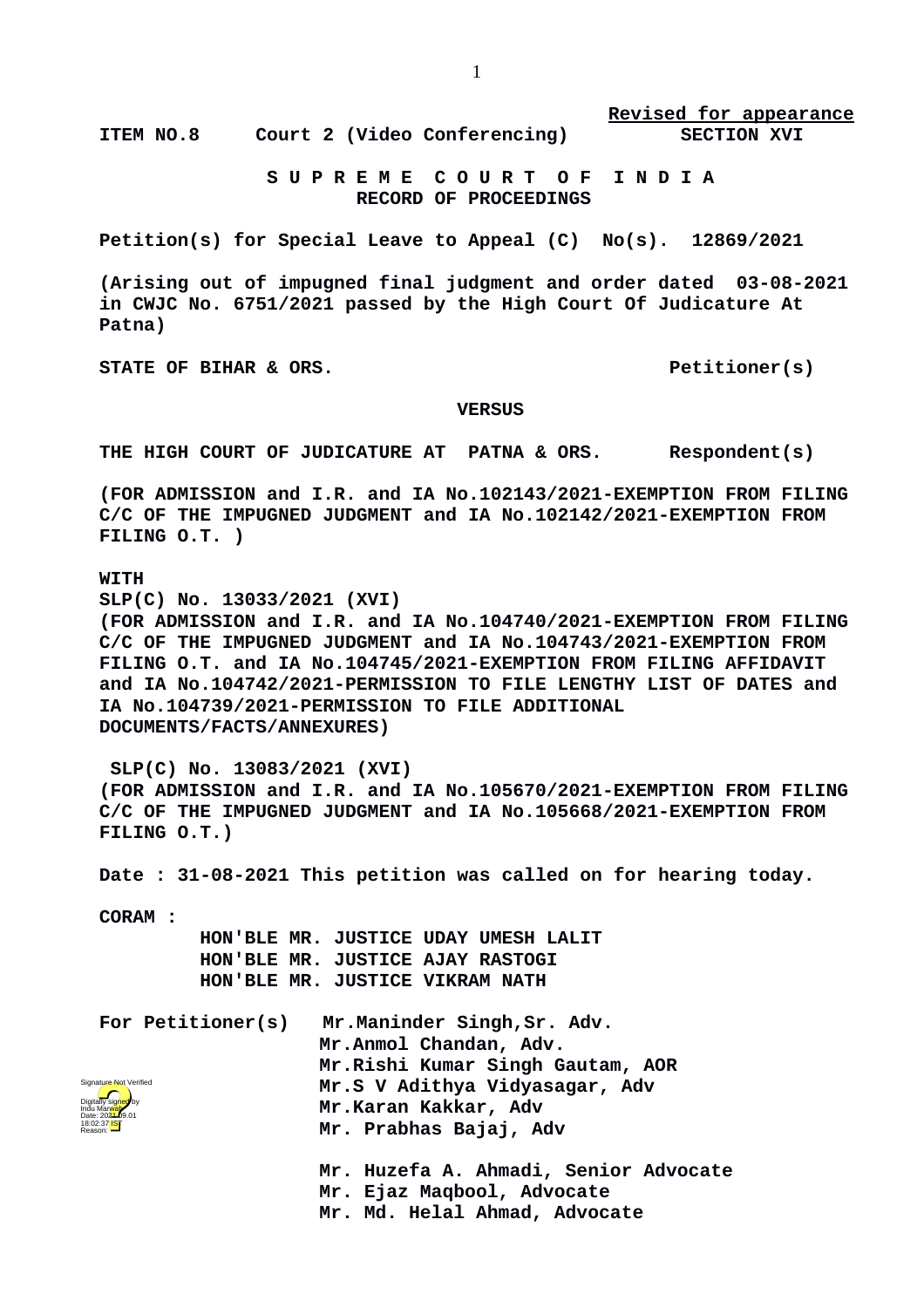**Revised for appearance**

**ITEM NO.8     Court 2 (Video Conferencing)          SECTION XVI**

**S U P R E M E   C O U R T   O F   I N D I A**
**RECORD OF PROCEEDINGS**

**Petition(s) for Special Leave to Appeal (C) No(s). 12869/2021**

**(Arising out of impugned final judgment and order dated 03-08-2021 in CWJC No. 6751/2021 passed by the High Court Of Judicature At Patna)**

**STATE OF BIHAR & ORS.                                    Petitioner(s)**

**VERSUS**

**THE HIGH COURT OF JUDICATURE AT PATNA & ORS.        Respondent(s)**

**(FOR ADMISSION and I.R. and IA No.102143/2021-EXEMPTION FROM FILING C/C OF THE IMPUGNED JUDGMENT and IA No.102142/2021-EXEMPTION FROM FILING O.T. )**

**WITH**
**SLP(C) No. 13033/2021 (XVI)**
**(FOR ADMISSION and I.R. and IA No.104740/2021-EXEMPTION FROM FILING C/C OF THE IMPUGNED JUDGMENT and IA No.104743/2021-EXEMPTION FROM FILING O.T. and IA No.104745/2021-EXEMPTION FROM FILING AFFIDAVIT and IA No.104742/2021-PERMISSION TO FILE LENGTHY LIST OF DATES and IA No.104739/2021-PERMISSION TO FILE ADDITIONAL DOCUMENTS/FACTS/ANNEXURES)**

**SLP(C) No. 13083/2021 (XVI)**
**(FOR ADMISSION and I.R. and IA No.105670/2021-EXEMPTION FROM FILING C/C OF THE IMPUGNED JUDGMENT and IA No.105668/2021-EXEMPTION FROM FILING O.T.)**

**Date : 31-08-2021 This petition was called on for hearing today.**

**CORAM :**
**HON'BLE MR. JUSTICE UDAY UMESH LALIT**
**HON'BLE MR. JUSTICE AJAY RASTOGI**
**HON'BLE MR. JUSTICE VIKRAM NATH**

**For Petitioner(s)**
**Mr.Maninder Singh,Sr. Adv.**
**Mr.Anmol Chandan, Adv.**
**Mr.Rishi Kumar Singh Gautam, AOR**
**Mr.S V Adithya Vidyasagar, Adv**
**Mr.Karan Kakkar, Adv**
**Mr. Prabhas Bajaj, Adv**

**Mr. Huzefa A. Ahmadi, Senior Advocate**
**Mr. Ejaz Maqbool, Advocate**
**Mr. Md. Helal Ahmad, Advocate**

Signature Not Verified
Digitally signed by Indu Marwah
Date: 2021.09.01 18:02:37 IST
Reason: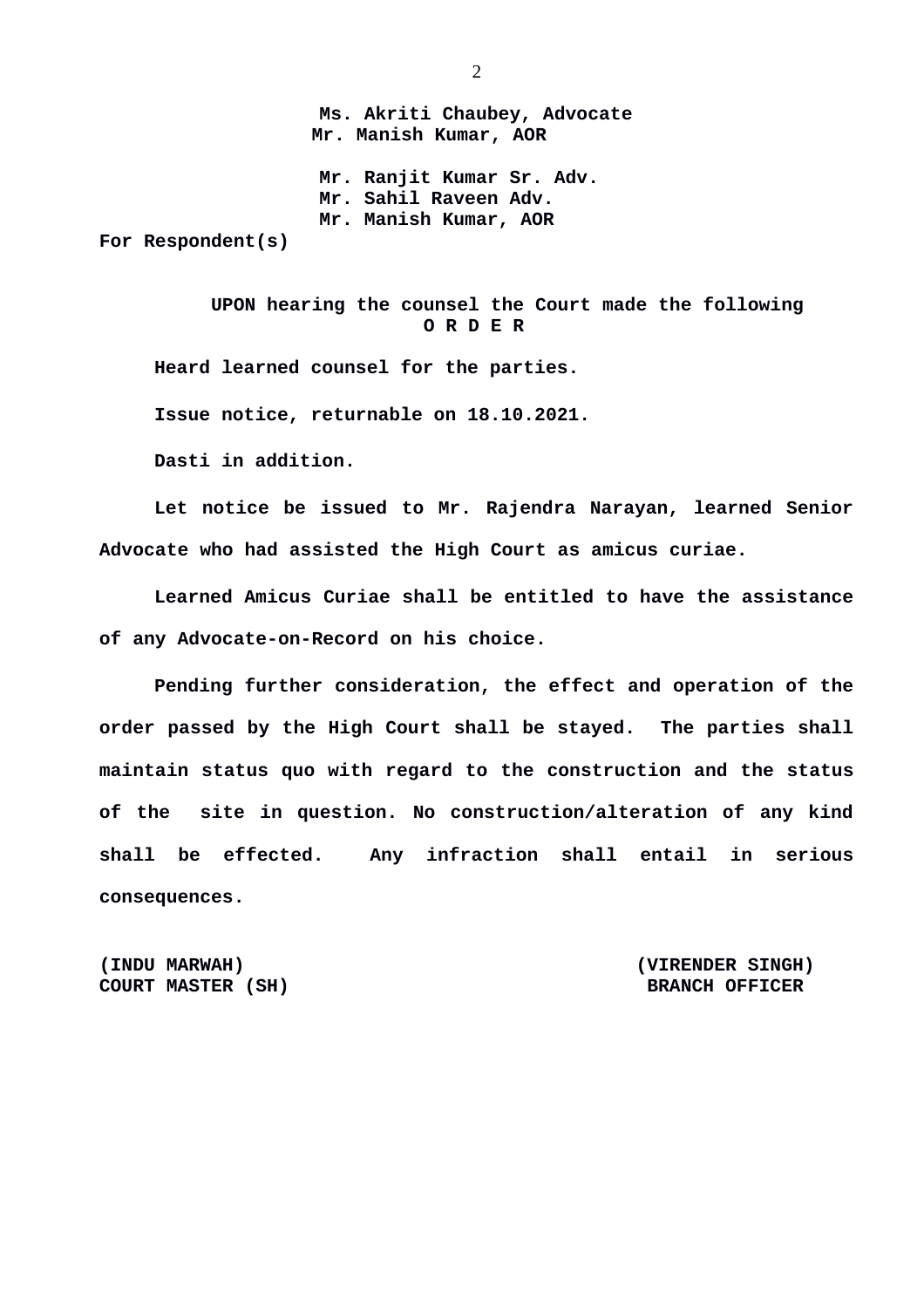**Ms. Akriti Chaubey, Advocate**
**Mr. Manish Kumar, AOR**

**Mr. Ranjit Kumar Sr. Adv.**
**Mr. Sahil Raveen Adv.**
**Mr. Manish Kumar, AOR**

**For Respondent(s)**

**UPON hearing the counsel the Court made the following**
**O R D E R**

**Heard learned counsel for the parties.**

**Issue notice, returnable on 18.10.2021.**

**Dasti in addition.**

**Let notice be issued to Mr. Rajendra Narayan, learned Senior Advocate who had assisted the High Court as amicus curiae.**

**Learned Amicus Curiae shall be entitled to have the assistance of any Advocate-on-Record on his choice.**

**Pending further consideration, the effect and operation of the order passed by the High Court shall be stayed. The parties shall maintain status quo with regard to the construction and the status of the site in question. No construction/alteration of any kind shall be effected. Any infraction shall entail in serious consequences.**

**(INDU MARWAH)**
**COURT MASTER (SH)**

**(VIRENDER SINGH)**
**BRANCH OFFICER**